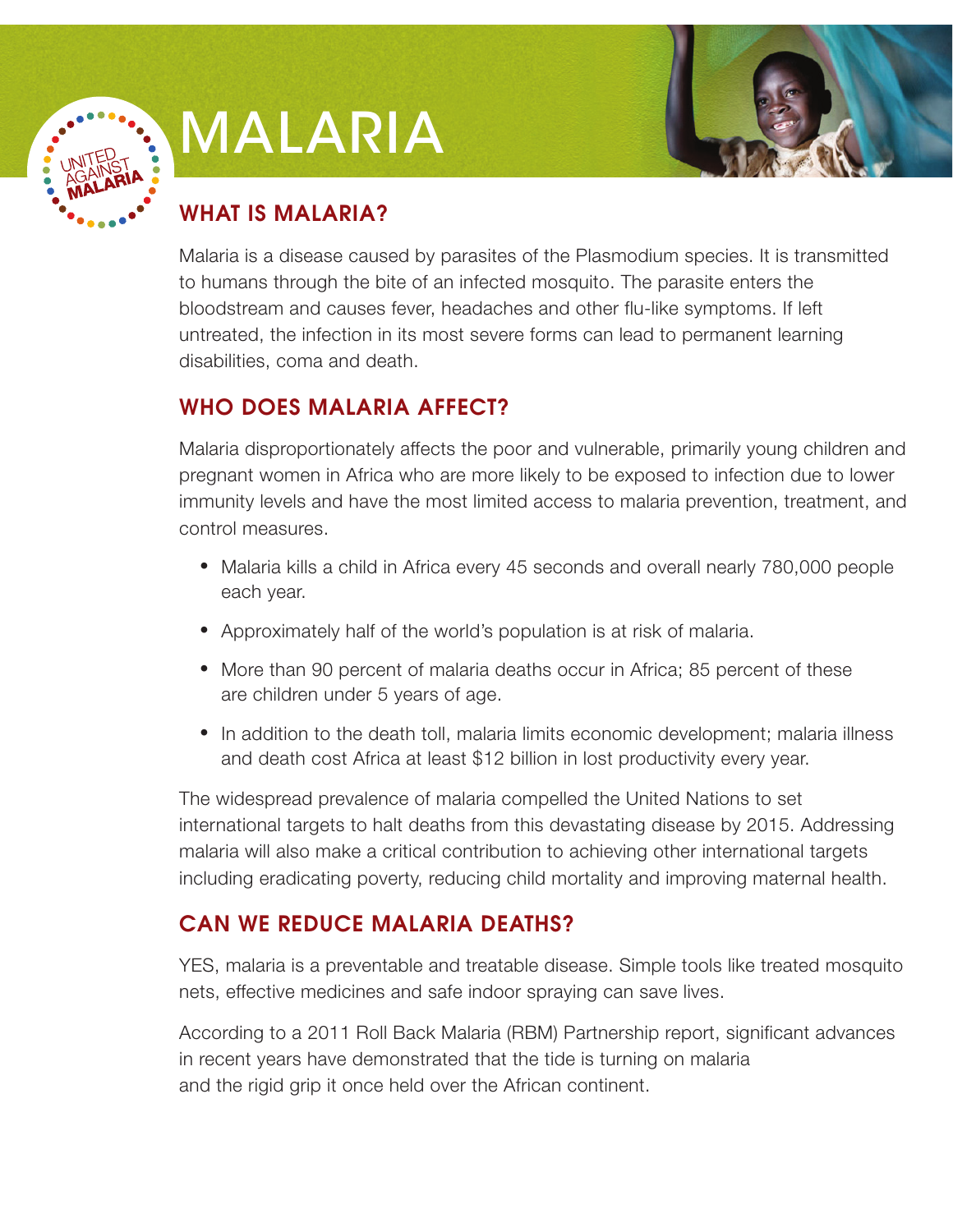UNITED AGAINST MALARIA

# MALARIA

## WHAT IS MALARIA?

Malaria is a disease caused by parasites of the Plasmodium species. It is transmitted to humans through the bite of an infected mosquito. The parasite enters the bloodstream and causes fever, headaches and other flu-like symptoms. If left untreated, the infection in its most severe forms can lead to permanent learning disabilities, coma and death.

## WHO DOES MALARIA AFFECT?

Malaria disproportionately affects the poor and vulnerable, primarily young children and pregnant women in Africa who are more likely to be exposed to infection due to lower immunity levels and have the most limited access to malaria prevention, treatment, and control measures.

- Malaria kills a child in Africa every 45 seconds and overall nearly 780,000 people each year.
- Approximately half of the world's population is at risk of malaria.
- More than 90 percent of malaria deaths occur in Africa; 85 percent of these are children under 5 years of age.
- In addition to the death toll, malaria limits economic development; malaria illness and death cost Africa at least $12 billion in lost productivity every year.

The widespread prevalence of malaria compelled the United Nations to set international targets to halt deaths from this devastating disease by 2015. Addressing malaria will also make a critical contribution to achieving other international targets including eradicating poverty, reducing child mortality and improving maternal health.

## CAN WE REDUCE MALARIA DEATHS?

YES, malaria is a preventable and treatable disease. Simple tools like treated mosquito nets, effective medicines and safe indoor spraying can save lives.

According to a 2011 Roll Back Malaria (RBM) Partnership report, significant advances in recent years have demonstrated that the tide is turning on malaria and the rigid grip it once held over the African continent.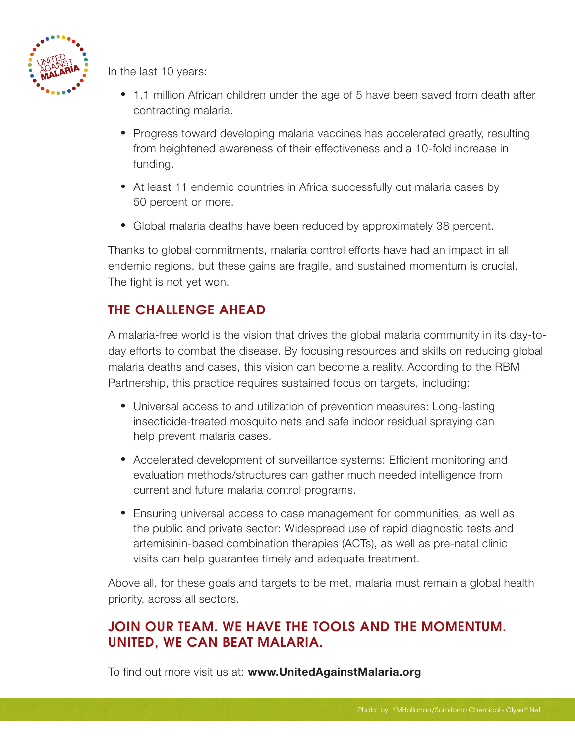In the last 10 years:

- 1.1 million African children under the age of 5 have been saved from death after contracting malaria.
- Progress toward developing malaria vaccines has accelerated greatly, resulting from heightened awareness of their effectiveness and a 10-fold increase in funding.
- At least 11 endemic countries in Africa successfully cut malaria cases by 50 percent or more.
- Global malaria deaths have been reduced by approximately 38 percent.

Thanks to global commitments, malaria control efforts have had an impact in all endemic regions, but these gains are fragile, and sustained momentum is crucial. The fight is not yet won.

## THE CHALLENGE AHEAD

A malaria-free world is the vision that drives the global malaria community in its day-to-day efforts to combat the disease. By focusing resources and skills on reducing global malaria deaths and cases, this vision can become a reality. According to the RBM Partnership, this practice requires sustained focus on targets, including:

- Universal access to and utilization of prevention measures: Long-lasting insecticide-treated mosquito nets and safe indoor residual spraying can help prevent malaria cases.
- Accelerated development of surveillance systems: Efficient monitoring and evaluation methods/structures can gather much needed intelligence from current and future malaria control programs.
- Ensuring universal access to case management for communities, as well as the public and private sector: Widespread use of rapid diagnostic tests and artemisinin-based combination therapies (ACTs), as well as pre-natal clinic visits can help guarantee timely and adequate treatment.

Above all, for these goals and targets to be met, malaria must remain a global health priority, across all sectors.

## JOIN OUR TEAM. WE HAVE THE TOOLS AND THE MOMENTUM. UNITED, WE CAN BEAT MALARIA.

To find out more visit us at: **www.UnitedAgainstMalaria.org**

Photo by: ©MHallahan/Sumitomo Chemical - Olyset® Net